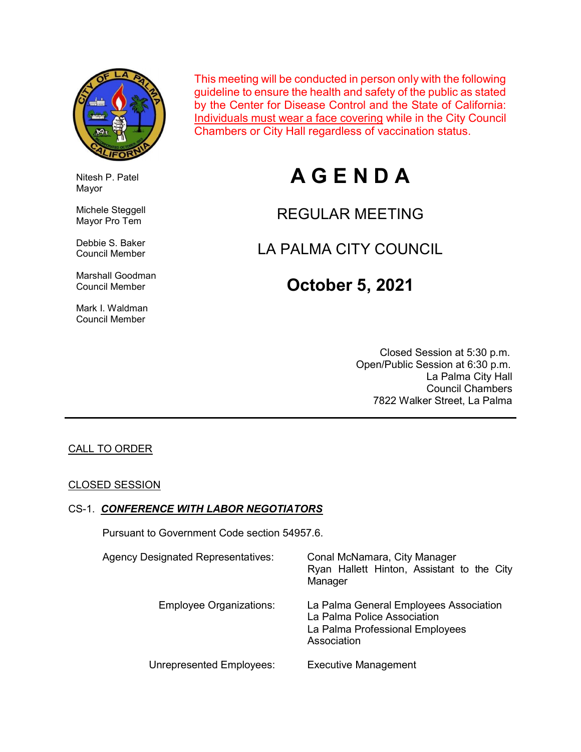This meeting will be conducted in person only with the following guideline to ensure the health and safety of the public as stated by the Center for Disease Control and the State of California: Individuals must wear a face covering while in the City Council Chambers or City Hall regardless of vaccination status.

Nitesh P. Patel
Mayor

Michele Steggell
Mayor Pro Tem

Debbie S. Baker
Council Member

Marshall Goodman
Council Member

Mark I. Waldman
Council Member

# A G E N D A

## REGULAR MEETING

## LA PALMA CITY COUNCIL

## October 5, 2021

Closed Session at 5:30 p.m.
Open/Public Session at 6:30 p.m.
La Palma City Hall
Council Chambers
7822 Walker Street, La Palma

---

CALL TO ORDER

CLOSED SESSION

CS-1. ***CONFERENCE WITH LABOR NEGOTIATORS***

Pursuant to Government Code section 54957.6.

| | |
|---|---|
| Agency Designated Representatives: | Conal McNamara, City Manager<br>Ryan Hallett Hinton, Assistant to the City Manager |
| Employee Organizations: | La Palma General Employees Association<br>La Palma Police Association<br>La Palma Professional Employees Association |
| Unrepresented Employees: | Executive Management |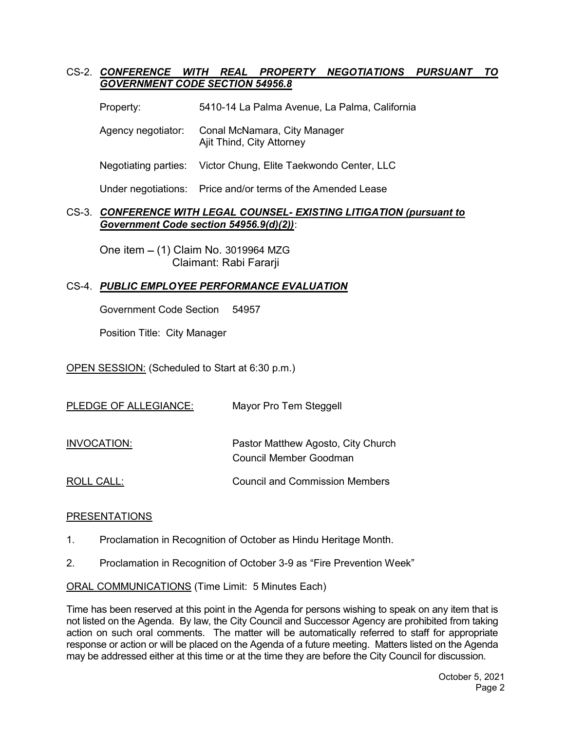CS-2. ***CONFERENCE WITH REAL PROPERTY NEGOTIATIONS PURSUANT TO GOVERNMENT CODE SECTION 54956.8***

Property: 5410-14 La Palma Avenue, La Palma, California

Agency negotiator: Conal McNamara, City Manager
Ajit Thind, City Attorney

Negotiating parties: Victor Chung, Elite Taekwondo Center, LLC

Under negotiations: Price and/or terms of the Amended Lease

CS-3. ***CONFERENCE WITH LEGAL COUNSEL- EXISTING LITIGATION (pursuant to Government Code section 54956.9(d)(2))***:

One item – (1) Claim No. 3019964 MZG
Claimant: Rabi Fararji

CS-4. ***PUBLIC EMPLOYEE PERFORMANCE EVALUATION***

Government Code Section 54957

Position Title: City Manager

OPEN SESSION: (Scheduled to Start at 6:30 p.m.)

PLEDGE OF ALLEGIANCE: Mayor Pro Tem Steggell

INVOCATION: Pastor Matthew Agosto, City Church
Council Member Goodman

ROLL CALL: Council and Commission Members

PRESENTATIONS

1. Proclamation in Recognition of October as Hindu Heritage Month.
2. Proclamation in Recognition of October 3-9 as "Fire Prevention Week"

ORAL COMMUNICATIONS (Time Limit: 5 Minutes Each)

Time has been reserved at this point in the Agenda for persons wishing to speak on any item that is not listed on the Agenda. By law, the City Council and Successor Agency are prohibited from taking action on such oral comments. The matter will be automatically referred to staff for appropriate response or action or will be placed on the Agenda of a future meeting. Matters listed on the Agenda may be addressed either at this time or at the time they are before the City Council for discussion.

October 5, 2021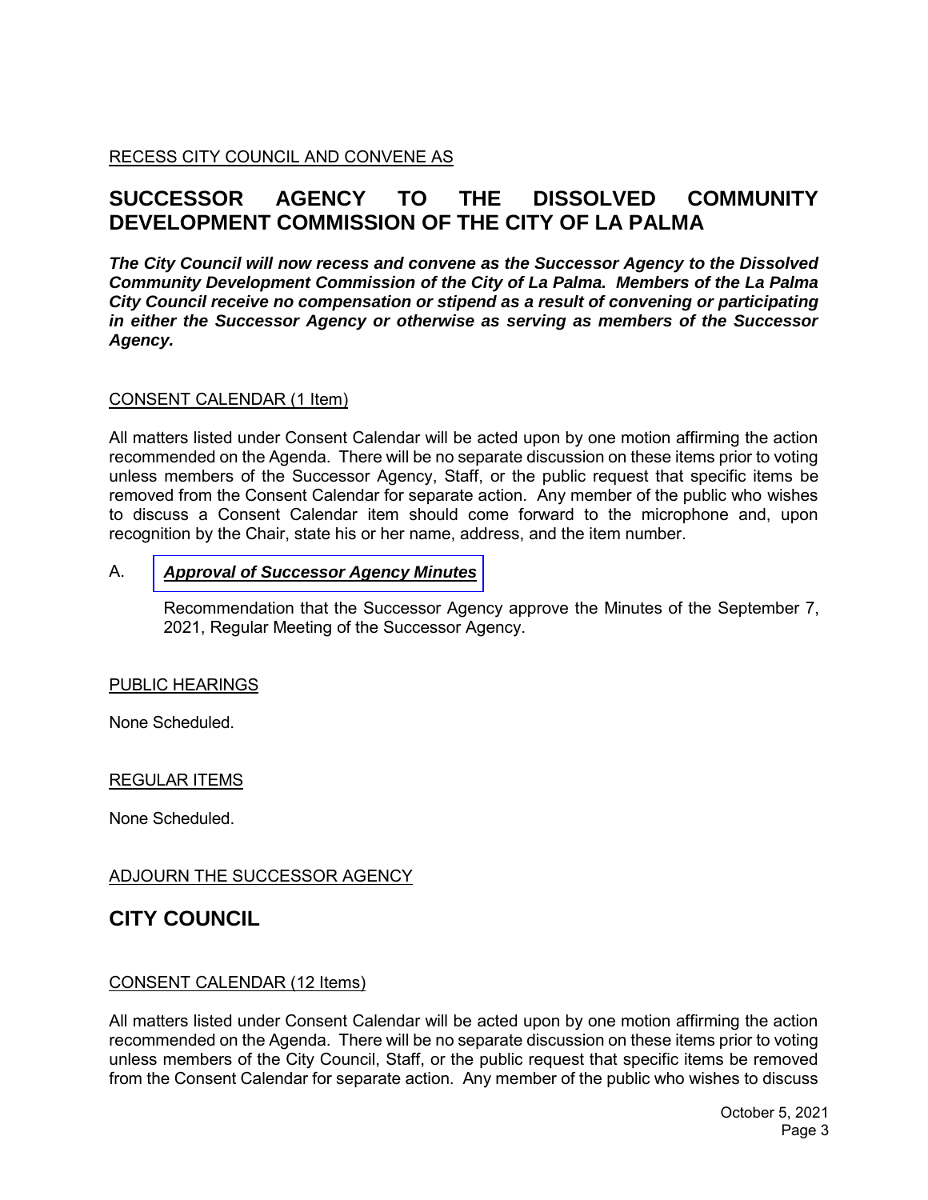RECESS CITY COUNCIL AND CONVENE AS

## SUCCESSOR AGENCY TO THE DISSOLVED COMMUNITY DEVELOPMENT COMMISSION OF THE CITY OF LA PALMA

***The City Council will now recess and convene as the Successor Agency to the Dissolved Community Development Commission of the City of La Palma. Members of the La Palma City Council receive no compensation or stipend as a result of convening or participating in either the Successor Agency or otherwise as serving as members of the Successor Agency.***

CONSENT CALENDAR (1 Item)

All matters listed under Consent Calendar will be acted upon by one motion affirming the action recommended on the Agenda. There will be no separate discussion on these items prior to voting unless members of the Successor Agency, Staff, or the public request that specific items be removed from the Consent Calendar for separate action. Any member of the public who wishes to discuss a Consent Calendar item should come forward to the microphone and, upon recognition by the Chair, state his or her name, address, and the item number.

A. ***Approval of Successor Agency Minutes***

Recommendation that the Successor Agency approve the Minutes of the September 7, 2021, Regular Meeting of the Successor Agency.

PUBLIC HEARINGS

None Scheduled.

REGULAR ITEMS

None Scheduled.

ADJOURN THE SUCCESSOR AGENCY

## CITY COUNCIL

CONSENT CALENDAR (12 Items)

All matters listed under Consent Calendar will be acted upon by one motion affirming the action recommended on the Agenda. There will be no separate discussion on these items prior to voting unless members of the City Council, Staff, or the public request that specific items be removed from the Consent Calendar for separate action. Any member of the public who wishes to discuss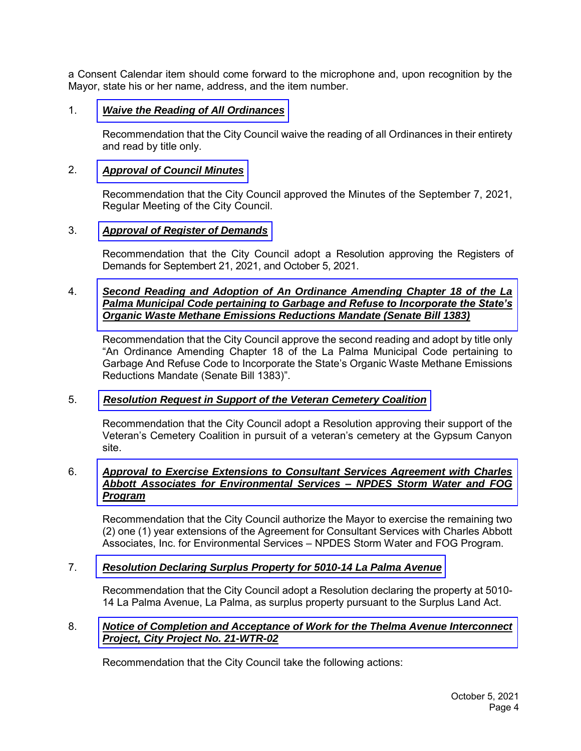a Consent Calendar item should come forward to the microphone and, upon recognition by the Mayor, state his or her name, address, and the item number.

1. ***Waive the Reading of All Ordinances***

   Recommendation that the City Council waive the reading of all Ordinances in their entirety and read by title only.

2. ***Approval of Council Minutes***

   Recommendation that the City Council approved the Minutes of the September 7, 2021, Regular Meeting of the City Council.

3. ***Approval of Register of Demands***

   Recommendation that the City Council adopt a Resolution approving the Registers of Demands for Septembert 21, 2021, and October 5, 2021.

4. ***Second Reading and Adoption of An Ordinance Amending Chapter 18 of the La Palma Municipal Code pertaining to Garbage and Refuse to Incorporate the State's Organic Waste Methane Emissions Reductions Mandate (Senate Bill 1383)***

   Recommendation that the City Council approve the second reading and adopt by title only "An Ordinance Amending Chapter 18 of the La Palma Municipal Code pertaining to Garbage And Refuse Code to Incorporate the State's Organic Waste Methane Emissions Reductions Mandate (Senate Bill 1383)".

5. ***Resolution Request in Support of the Veteran Cemetery Coalition***

   Recommendation that the City Council adopt a Resolution approving their support of the Veteran's Cemetery Coalition in pursuit of a veteran's cemetery at the Gypsum Canyon site.

6. ***Approval to Exercise Extensions to Consultant Services Agreement with Charles Abbott Associates for Environmental Services – NPDES Storm Water and FOG Program***

   Recommendation that the City Council authorize the Mayor to exercise the remaining two (2) one (1) year extensions of the Agreement for Consultant Services with Charles Abbott Associates, Inc. for Environmental Services – NPDES Storm Water and FOG Program.

7. ***Resolution Declaring Surplus Property for 5010-14 La Palma Avenue***

   Recommendation that the City Council adopt a Resolution declaring the property at 5010-14 La Palma Avenue, La Palma, as surplus property pursuant to the Surplus Land Act.

8. ***Notice of Completion and Acceptance of Work for the Thelma Avenue Interconnect Project, City Project No. 21-WTR-02***

   Recommendation that the City Council take the following actions: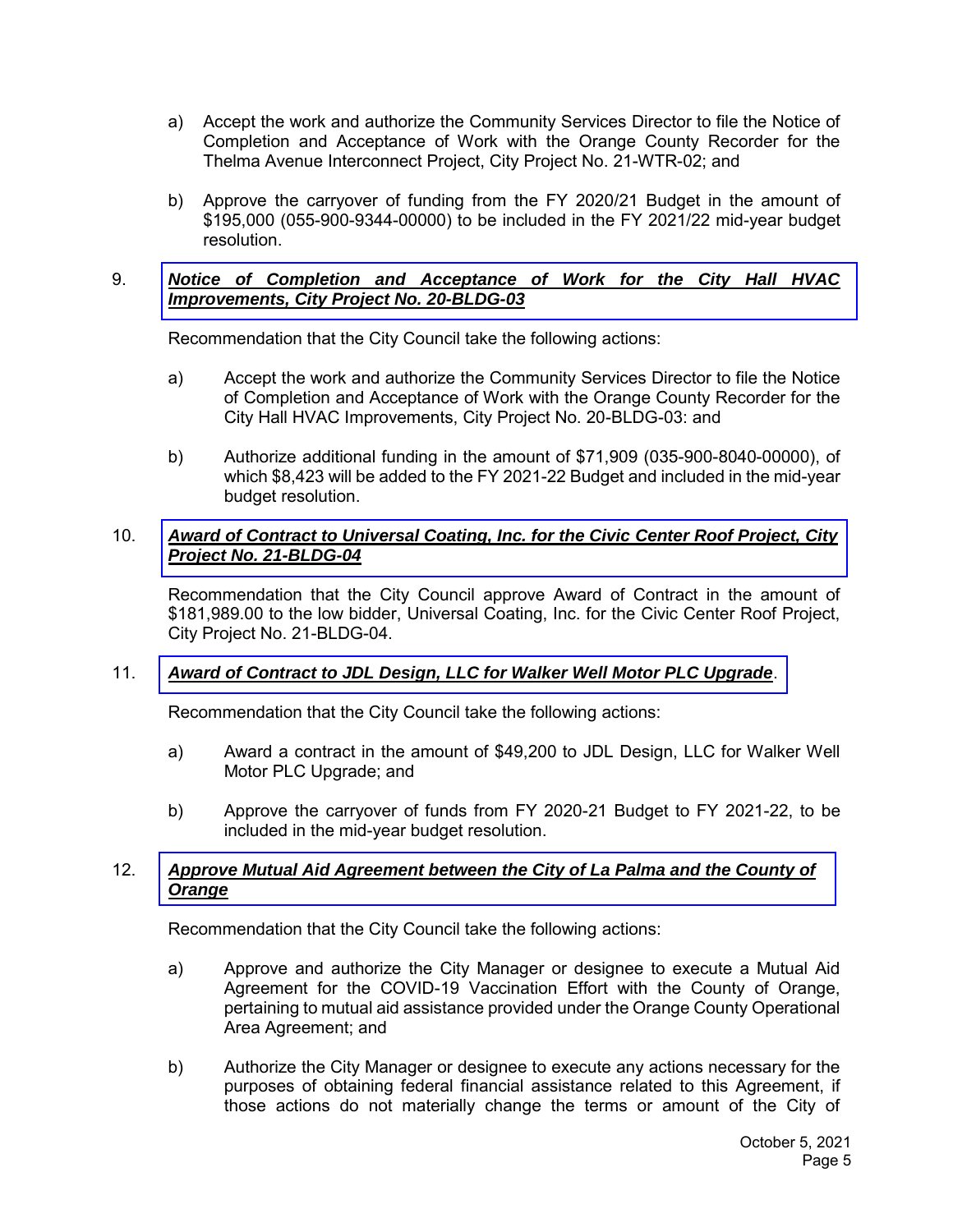a) Accept the work and authorize the Community Services Director to file the Notice of Completion and Acceptance of Work with the Orange County Recorder for the Thelma Avenue Interconnect Project, City Project No. 21-WTR-02; and

b) Approve the carryover of funding from the FY 2020/21 Budget in the amount of $195,000 (055-900-9344-00000) to be included in the FY 2021/22 mid-year budget resolution.

9. ***Notice of Completion and Acceptance of Work for the City Hall HVAC Improvements, City Project No. 20-BLDG-03***

Recommendation that the City Council take the following actions:

a) Accept the work and authorize the Community Services Director to file the Notice of Completion and Acceptance of Work with the Orange County Recorder for the City Hall HVAC Improvements, City Project No. 20-BLDG-03: and

b) Authorize additional funding in the amount of $71,909 (035-900-8040-00000), of which $8,423 will be added to the FY 2021-22 Budget and included in the mid-year budget resolution.

10. ***Award of Contract to Universal Coating, Inc. for the Civic Center Roof Project, City Project No. 21-BLDG-04***

Recommendation that the City Council approve Award of Contract in the amount of $181,989.00 to the low bidder, Universal Coating, Inc. for the Civic Center Roof Project, City Project No. 21-BLDG-04.

11. ***Award of Contract to JDL Design, LLC for Walker Well Motor PLC Upgrade***.

Recommendation that the City Council take the following actions:

a) Award a contract in the amount of $49,200 to JDL Design, LLC for Walker Well Motor PLC Upgrade; and

b) Approve the carryover of funds from FY 2020-21 Budget to FY 2021-22, to be included in the mid-year budget resolution.

12. ***Approve Mutual Aid Agreement between the City of La Palma and the County of Orange***

Recommendation that the City Council take the following actions:

a) Approve and authorize the City Manager or designee to execute a Mutual Aid Agreement for the COVID-19 Vaccination Effort with the County of Orange, pertaining to mutual aid assistance provided under the Orange County Operational Area Agreement; and

b) Authorize the City Manager or designee to execute any actions necessary for the purposes of obtaining federal financial assistance related to this Agreement, if those actions do not materially change the terms or amount of the City of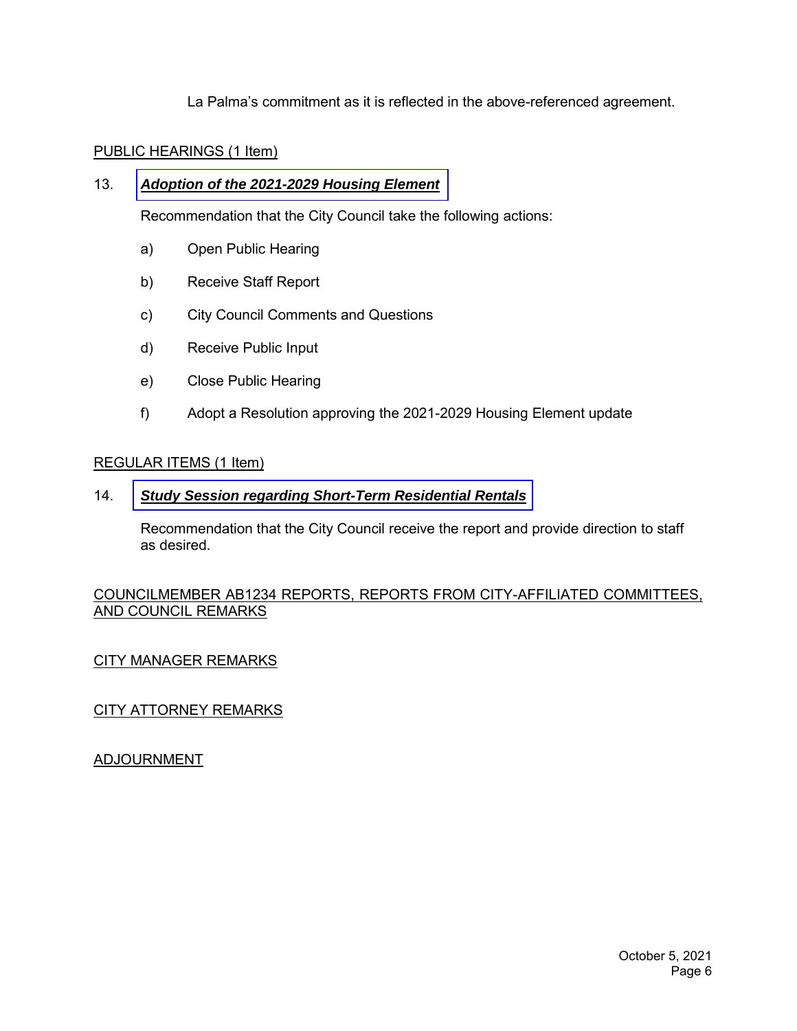La Palma's commitment as it is reflected in the above-referenced agreement.

PUBLIC HEARINGS (1 Item)

13. ***Adoption of the 2021-2029 Housing Element***

Recommendation that the City Council take the following actions:

a) Open Public Hearing

b) Receive Staff Report

c) City Council Comments and Questions

d) Receive Public Input

e) Close Public Hearing

f) Adopt a Resolution approving the 2021-2029 Housing Element update

REGULAR ITEMS (1 Item)

14. ***Study Session regarding Short-Term Residential Rentals***

Recommendation that the City Council receive the report and provide direction to staff as desired.

COUNCILMEMBER AB1234 REPORTS, REPORTS FROM CITY-AFFILIATED COMMITTEES, AND COUNCIL REMARKS

CITY MANAGER REMARKS

CITY ATTORNEY REMARKS

ADJOURNMENT

October 5, 2021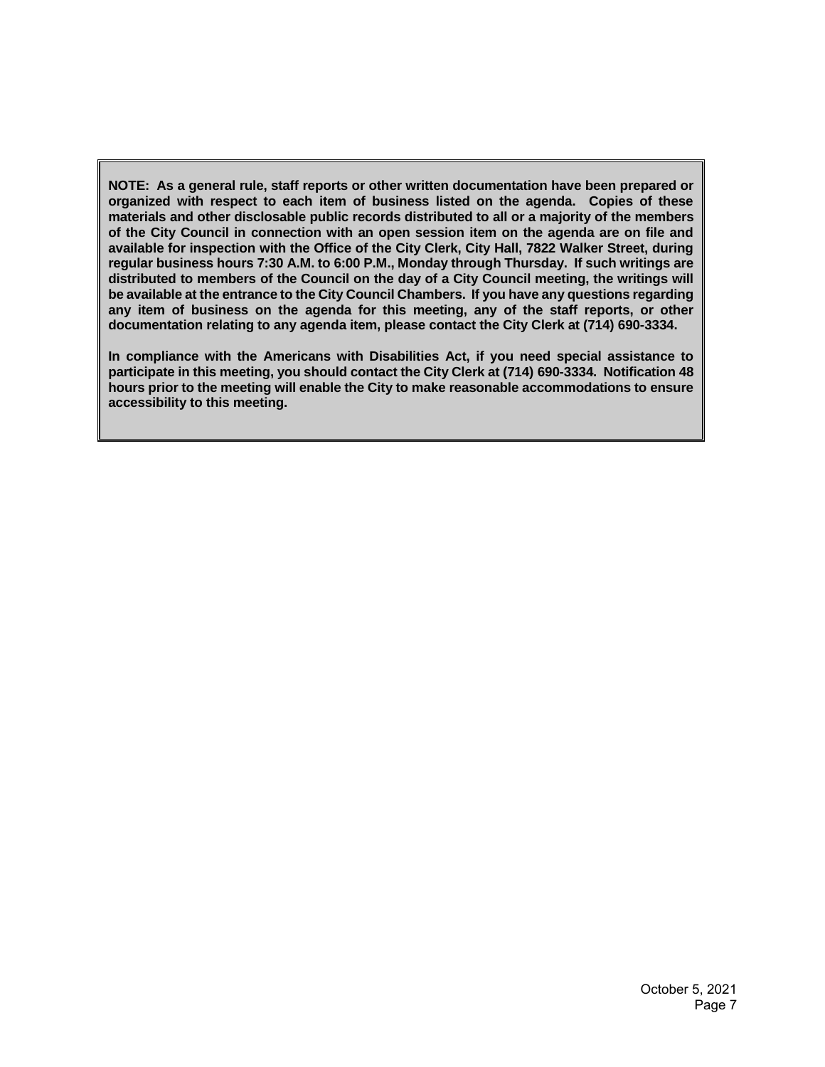**NOTE: As a general rule, staff reports or other written documentation have been prepared or organized with respect to each item of business listed on the agenda. Copies of these materials and other disclosable public records distributed to all or a majority of the members of the City Council in connection with an open session item on the agenda are on file and available for inspection with the Office of the City Clerk, City Hall, 7822 Walker Street, during regular business hours 7:30 A.M. to 6:00 P.M., Monday through Thursday. If such writings are distributed to members of the Council on the day of a City Council meeting, the writings will be available at the entrance to the City Council Chambers. If you have any questions regarding any item of business on the agenda for this meeting, any of the staff reports, or other documentation relating to any agenda item, please contact the City Clerk at (714) 690-3334.**

**In compliance with the Americans with Disabilities Act, if you need special assistance to participate in this meeting, you should contact the City Clerk at (714) 690-3334. Notification 48 hours prior to the meeting will enable the City to make reasonable accommodations to ensure accessibility to this meeting.**